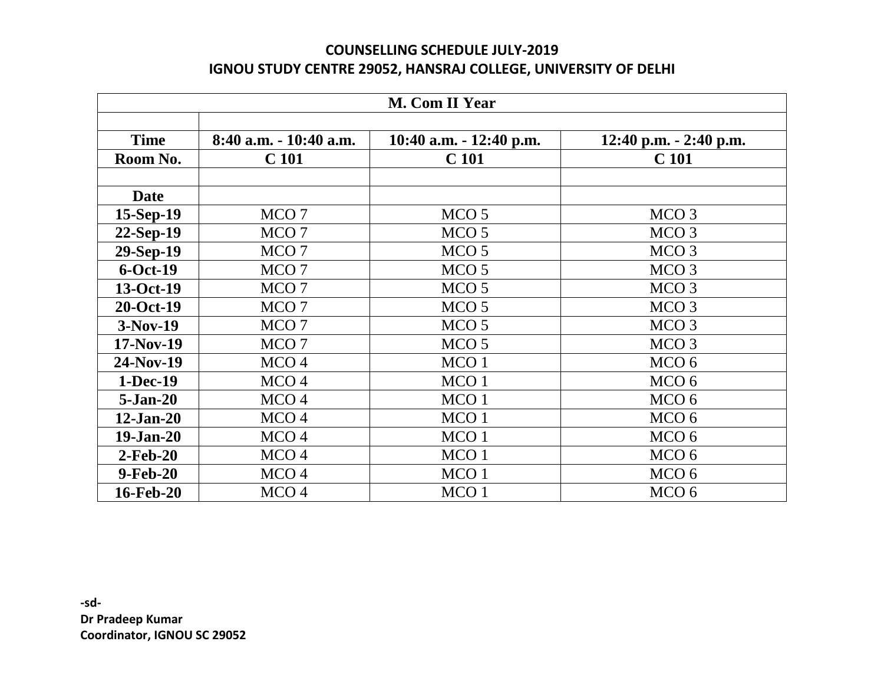**COUNSELLING SCHEDULE JULY-2019**

**IGNOU STUDY CENTRE 29052, HANSRAJ COLLEGE, UNIVERSITY OF DELHI**

| M. Com II Year | | | |
|---|---|---|---|
| | | | |
| **Time** | **8:40 a.m. - 10:40 a.m.** | **10:40 a.m. - 12:40 p.m.** | **12:40 p.m. - 2:40 p.m.** |
| **Room No.** | **C 101** | **C 101** | **C 101** |
| | | | |
| **Date** | | | |
| **15-Sep-19** | MCO 7 | MCO 5 | MCO 3 |
| **22-Sep-19** | MCO 7 | MCO 5 | MCO 3 |
| **29-Sep-19** | MCO 7 | MCO 5 | MCO 3 |
| **6-Oct-19** | MCO 7 | MCO 5 | MCO 3 |
| **13-Oct-19** | MCO 7 | MCO 5 | MCO 3 |
| **20-Oct-19** | MCO 7 | MCO 5 | MCO 3 |
| **3-Nov-19** | MCO 7 | MCO 5 | MCO 3 |
| **17-Nov-19** | MCO 7 | MCO 5 | MCO 3 |
| **24-Nov-19** | MCO 4 | MCO 1 | MCO 6 |
| **1-Dec-19** | MCO 4 | MCO 1 | MCO 6 |
| **5-Jan-20** | MCO 4 | MCO 1 | MCO 6 |
| **12-Jan-20** | MCO 4 | MCO 1 | MCO 6 |
| **19-Jan-20** | MCO 4 | MCO 1 | MCO 6 |
| **2-Feb-20** | MCO 4 | MCO 1 | MCO 6 |
| **9-Feb-20** | MCO 4 | MCO 1 | MCO 6 |
| **16-Feb-20** | MCO 4 | MCO 1 | MCO 6 |

**-sd-**
**Dr Pradeep Kumar**
**Coordinator, IGNOU SC 29052**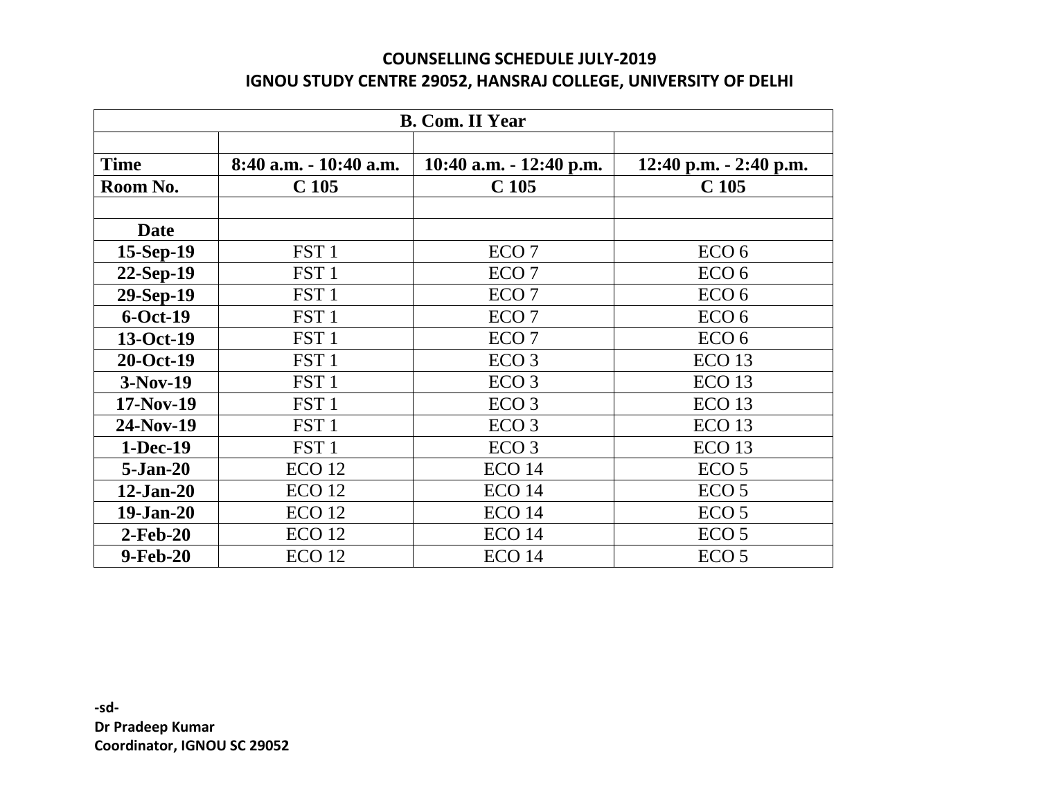**COUNSELLING SCHEDULE JULY-2019**

**IGNOU STUDY CENTRE 29052, HANSRAJ COLLEGE, UNIVERSITY OF DELHI**

| B. Com. II Year | | | |
|---|---|---|---|
| | | | |
| **Time** | **8:40 a.m. - 10:40 a.m.** | **10:40 a.m. - 12:40 p.m.** | **12:40 p.m. - 2:40 p.m.** |
| **Room No.** | **C 105** | **C 105** | **C 105** |
| | | | |
| **Date** | | | |
| **15-Sep-19** | FST 1 | ECO 7 | ECO 6 |
| **22-Sep-19** | FST 1 | ECO 7 | ECO 6 |
| **29-Sep-19** | FST 1 | ECO 7 | ECO 6 |
| **6-Oct-19** | FST 1 | ECO 7 | ECO 6 |
| **13-Oct-19** | FST 1 | ECO 7 | ECO 6 |
| **20-Oct-19** | FST 1 | ECO 3 | ECO 13 |
| **3-Nov-19** | FST 1 | ECO 3 | ECO 13 |
| **17-Nov-19** | FST 1 | ECO 3 | ECO 13 |
| **24-Nov-19** | FST 1 | ECO 3 | ECO 13 |
| **1-Dec-19** | FST 1 | ECO 3 | ECO 13 |
| **5-Jan-20** | ECO 12 | ECO 14 | ECO 5 |
| **12-Jan-20** | ECO 12 | ECO 14 | ECO 5 |
| **19-Jan-20** | ECO 12 | ECO 14 | ECO 5 |
| **2-Feb-20** | ECO 12 | ECO 14 | ECO 5 |
| **9-Feb-20** | ECO 12 | ECO 14 | ECO 5 |

**-sd-**

**Dr Pradeep Kumar**

**Coordinator, IGNOU SC 29052**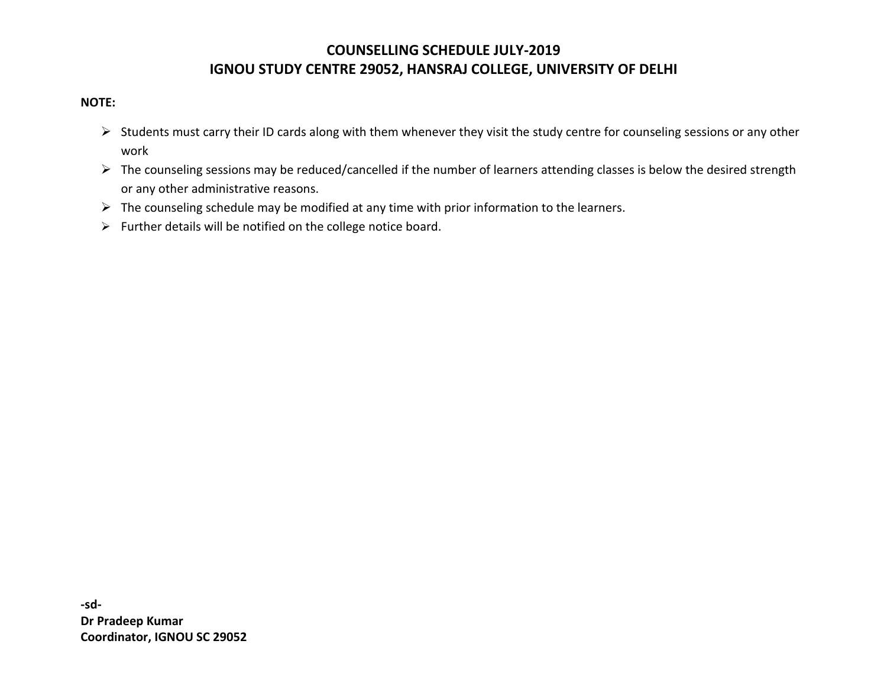# COUNSELLING SCHEDULE JULY-2019
## IGNOU STUDY CENTRE 29052, HANSRAJ COLLEGE, UNIVERSITY OF DELHI

**NOTE:**

- Students must carry their ID cards along with them whenever they visit the study centre for counseling sessions or any other work
- The counseling sessions may be reduced/cancelled if the number of learners attending classes is below the desired strength or any other administrative reasons.
- The counseling schedule may be modified at any time with prior information to the learners.
- Further details will be notified on the college notice board.

**-sd-**
**Dr Pradeep Kumar**
**Coordinator, IGNOU SC 29052**